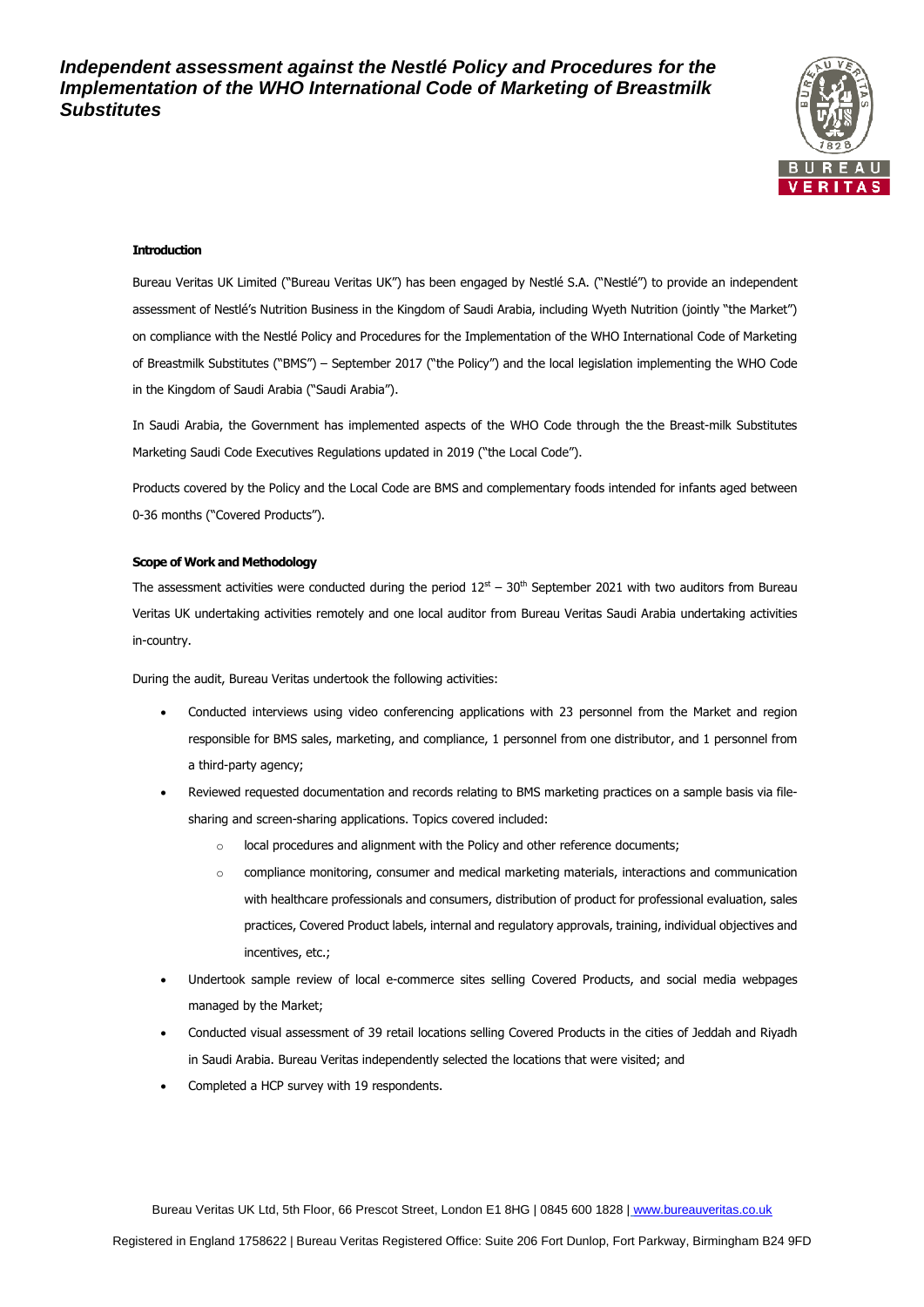# *Independent assessment against the Nestlé Policy and Procedures for the Implementation of the WHO International Code of Marketing of Breastmilk Substitutes*

## Introduction

Bureau Veritas UK Limited ("Bureau Veritas UK") has been engaged by Nestlé S.A. ("Nestlé") to provide an independent assessment of Nestlé's Nutrition Business in the Kingdom of Saudi Arabia, including Wyeth Nutrition (jointly "the Market") on compliance with the Nestlé Policy and Procedures for the Implementation of the WHO International Code of Marketing of Breastmilk Substitutes ("BMS") – September 2017 ("the Policy") and the local legislation implementing the WHO Code in the Kingdom of Saudi Arabia ("Saudi Arabia").

In Saudi Arabia, the Government has implemented aspects of the WHO Code through the the Breast-milk Substitutes Marketing Saudi Code Executives Regulations updated in 2019 ("the Local Code").

Products covered by the Policy and the Local Code are BMS and complementary foods intended for infants aged between 0-36 months ("Covered Products").

## Scope of Work and Methodology

The assessment activities were conducted during the period 12st – 30th September 2021 with two auditors from Bureau Veritas UK undertaking activities remotely and one local auditor from Bureau Veritas Saudi Arabia undertaking activities in-country.

During the audit, Bureau Veritas undertook the following activities:

- Conducted interviews using video conferencing applications with 23 personnel from the Market and region responsible for BMS sales, marketing, and compliance, 1 personnel from one distributor, and 1 personnel from a third-party agency;
- Reviewed requested documentation and records relating to BMS marketing practices on a sample basis via file-sharing and screen-sharing applications. Topics covered included:
  - local procedures and alignment with the Policy and other reference documents;
  - compliance monitoring, consumer and medical marketing materials, interactions and communication with healthcare professionals and consumers, distribution of product for professional evaluation, sales practices, Covered Product labels, internal and regulatory approvals, training, individual objectives and incentives, etc.;
- Undertook sample review of local e-commerce sites selling Covered Products, and social media webpages managed by the Market;
- Conducted visual assessment of 39 retail locations selling Covered Products in the cities of Jeddah and Riyadh in Saudi Arabia. Bureau Veritas independently selected the locations that were visited; and
- Completed a HCP survey with 19 respondents.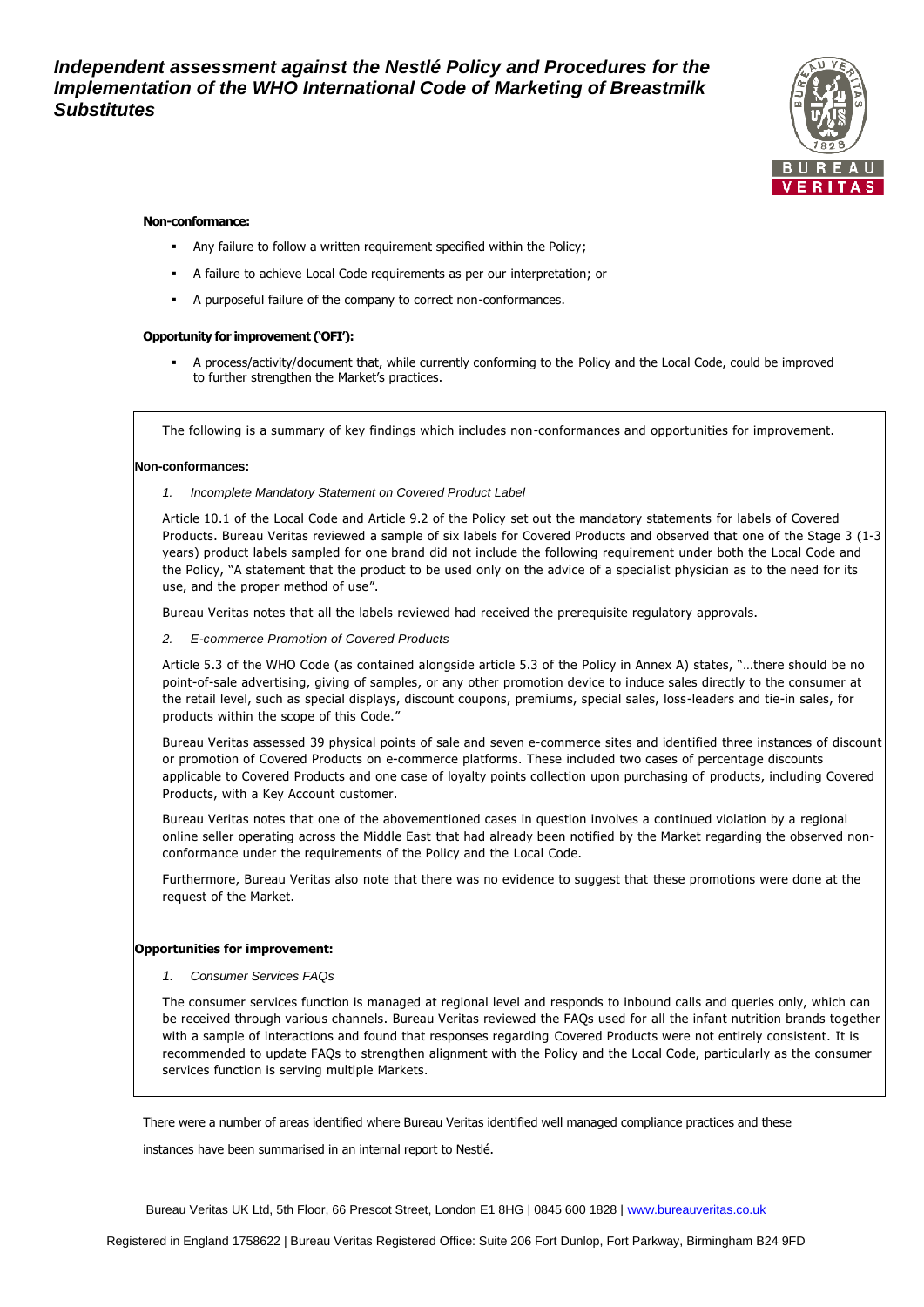**Non-conformance:**

- Any failure to follow a written requirement specified within the Policy;
- A failure to achieve Local Code requirements as per our interpretation; or
- A purposeful failure of the company to correct non-conformances.

**Opportunity for improvement ('OFI'):**

- A process/activity/document that, while currently conforming to the Policy and the Local Code, could be improved to further strengthen the Market's practices.

The following is a summary of key findings which includes non-conformances and opportunities for improvement.

**Non-conformances:**

*1. Incomplete Mandatory Statement on Covered Product Label*

Article 10.1 of the Local Code and Article 9.2 of the Policy set out the mandatory statements for labels of Covered Products. Bureau Veritas reviewed a sample of six labels for Covered Products and observed that one of the Stage 3 (1-3 years) product labels sampled for one brand did not include the following requirement under both the Local Code and the Policy, "A statement that the product to be used only on the advice of a specialist physician as to the need for its use, and the proper method of use".

Bureau Veritas notes that all the labels reviewed had received the prerequisite regulatory approvals.

*2. E-commerce Promotion of Covered Products*

Article 5.3 of the WHO Code (as contained alongside article 5.3 of the Policy in Annex A) states, "…there should be no point-of-sale advertising, giving of samples, or any other promotion device to induce sales directly to the consumer at the retail level, such as special displays, discount coupons, premiums, special sales, loss-leaders and tie-in sales, for products within the scope of this Code."

Bureau Veritas assessed 39 physical points of sale and seven e-commerce sites and identified three instances of discount or promotion of Covered Products on e-commerce platforms. These included two cases of percentage discounts applicable to Covered Products and one case of loyalty points collection upon purchasing of products, including Covered Products, with a Key Account customer.

Bureau Veritas notes that one of the abovementioned cases in question involves a continued violation by a regional online seller operating across the Middle East that had already been notified by the Market regarding the observed non-conformance under the requirements of the Policy and the Local Code.

Furthermore, Bureau Veritas also note that there was no evidence to suggest that these promotions were done at the request of the Market.

**Opportunities for improvement:**

*1. Consumer Services FAQs*

The consumer services function is managed at regional level and responds to inbound calls and queries only, which can be received through various channels. Bureau Veritas reviewed the FAQs used for all the infant nutrition brands together with a sample of interactions and found that responses regarding Covered Products were not entirely consistent. It is recommended to update FAQs to strengthen alignment with the Policy and the Local Code, particularly as the consumer services function is serving multiple Markets.

There were a number of areas identified where Bureau Veritas identified well managed compliance practices and these instances have been summarised in an internal report to Nestlé.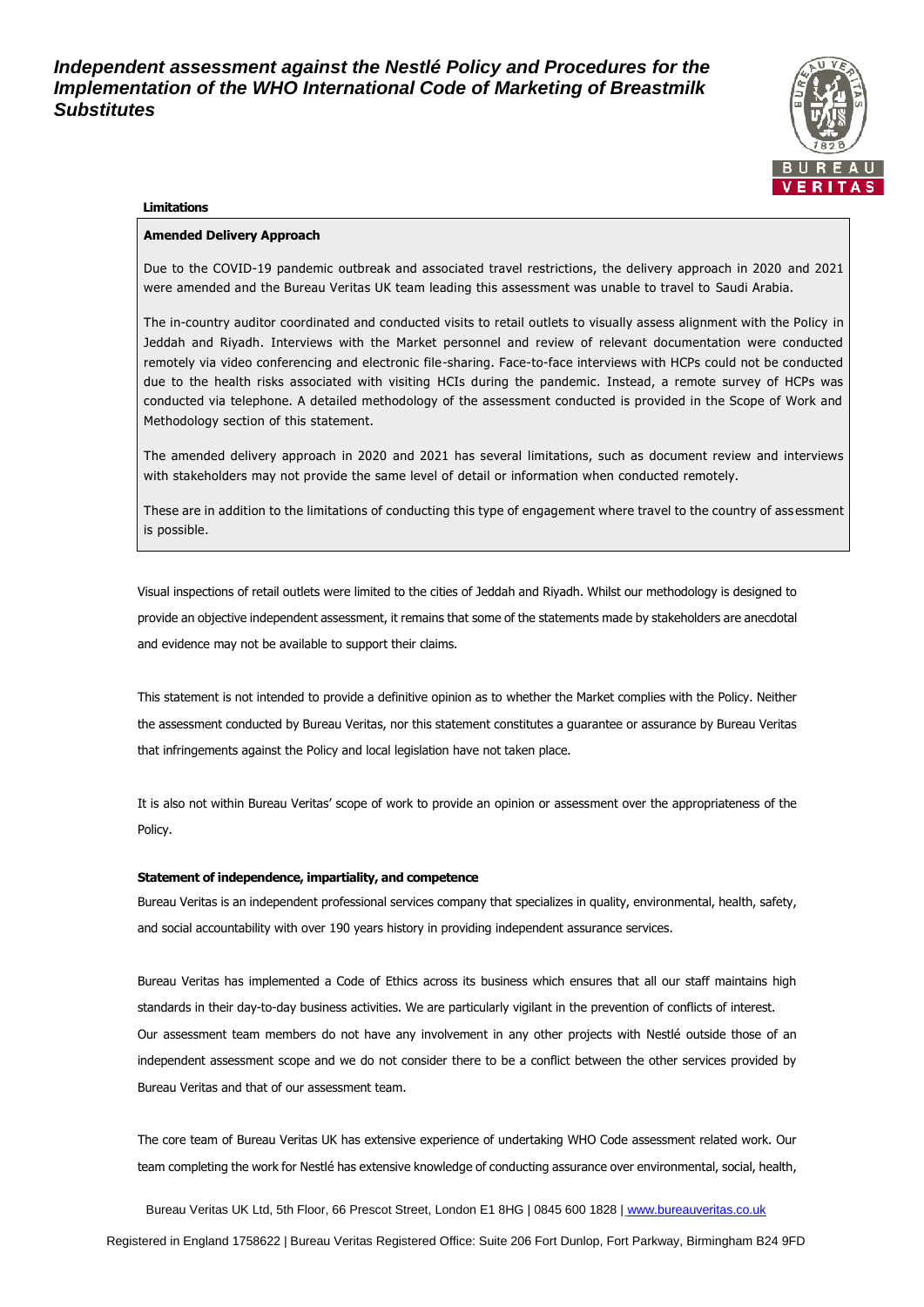**Limitations**

**Amended Delivery Approach**

Due to the COVID-19 pandemic outbreak and associated travel restrictions, the delivery approach in 2020 and 2021 were amended and the Bureau Veritas UK team leading this assessment was unable to travel to Saudi Arabia.

The in-country auditor coordinated and conducted visits to retail outlets to visually assess alignment with the Policy in Jeddah and Riyadh. Interviews with the Market personnel and review of relevant documentation were conducted remotely via video conferencing and electronic file-sharing. Face-to-face interviews with HCPs could not be conducted due to the health risks associated with visiting HCIs during the pandemic. Instead, a remote survey of HCPs was conducted via telephone. A detailed methodology of the assessment conducted is provided in the Scope of Work and Methodology section of this statement.

The amended delivery approach in 2020 and 2021 has several limitations, such as document review and interviews with stakeholders may not provide the same level of detail or information when conducted remotely.

These are in addition to the limitations of conducting this type of engagement where travel to the country of assessment is possible.

Visual inspections of retail outlets were limited to the cities of Jeddah and Riyadh. Whilst our methodology is designed to provide an objective independent assessment, it remains that some of the statements made by stakeholders are anecdotal and evidence may not be available to support their claims.

This statement is not intended to provide a definitive opinion as to whether the Market complies with the Policy. Neither the assessment conducted by Bureau Veritas, nor this statement constitutes a guarantee or assurance by Bureau Veritas that infringements against the Policy and local legislation have not taken place.

It is also not within Bureau Veritas' scope of work to provide an opinion or assessment over the appropriateness of the Policy.

**Statement of independence, impartiality, and competence**

Bureau Veritas is an independent professional services company that specializes in quality, environmental, health, safety, and social accountability with over 190 years history in providing independent assurance services.

Bureau Veritas has implemented a Code of Ethics across its business which ensures that all our staff maintains high standards in their day-to-day business activities. We are particularly vigilant in the prevention of conflicts of interest. Our assessment team members do not have any involvement in any other projects with Nestlé outside those of an independent assessment scope and we do not consider there to be a conflict between the other services provided by Bureau Veritas and that of our assessment team.

The core team of Bureau Veritas UK has extensive experience of undertaking WHO Code assessment related work. Our team completing the work for Nestlé has extensive knowledge of conducting assurance over environmental, social, health,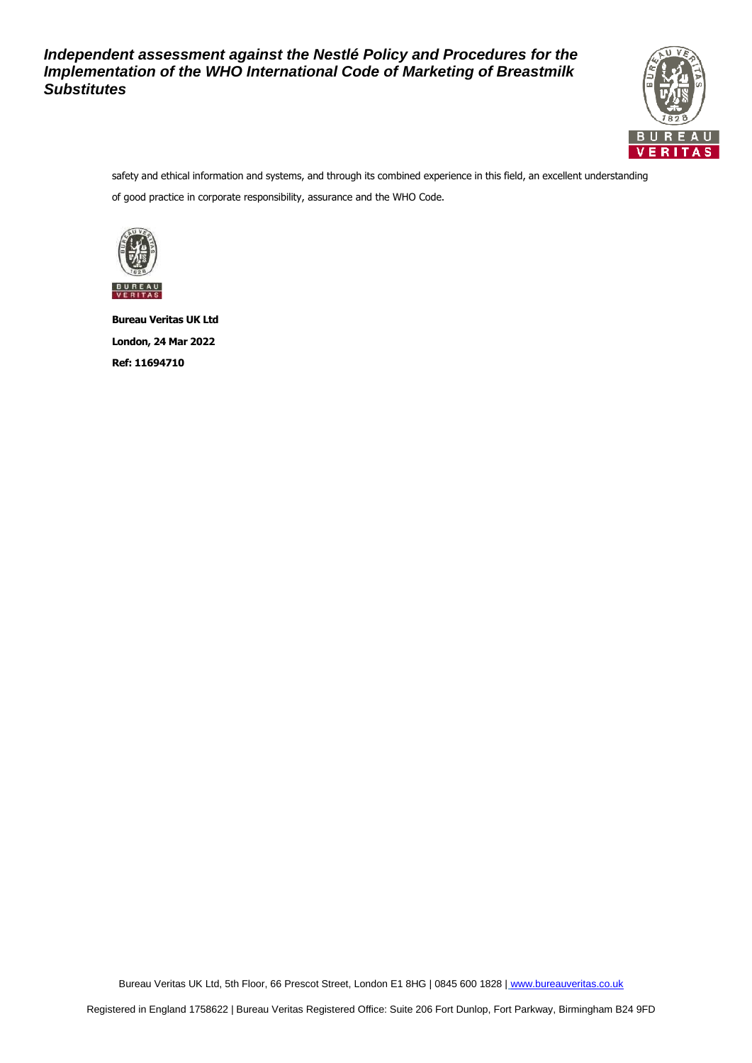safety and ethical information and systems, and through its combined experience in this field, an excellent understanding of good practice in corporate responsibility, assurance and the WHO Code.

**Bureau Veritas UK Ltd**

**London, 24 Mar 2022**

**Ref: 11694710**